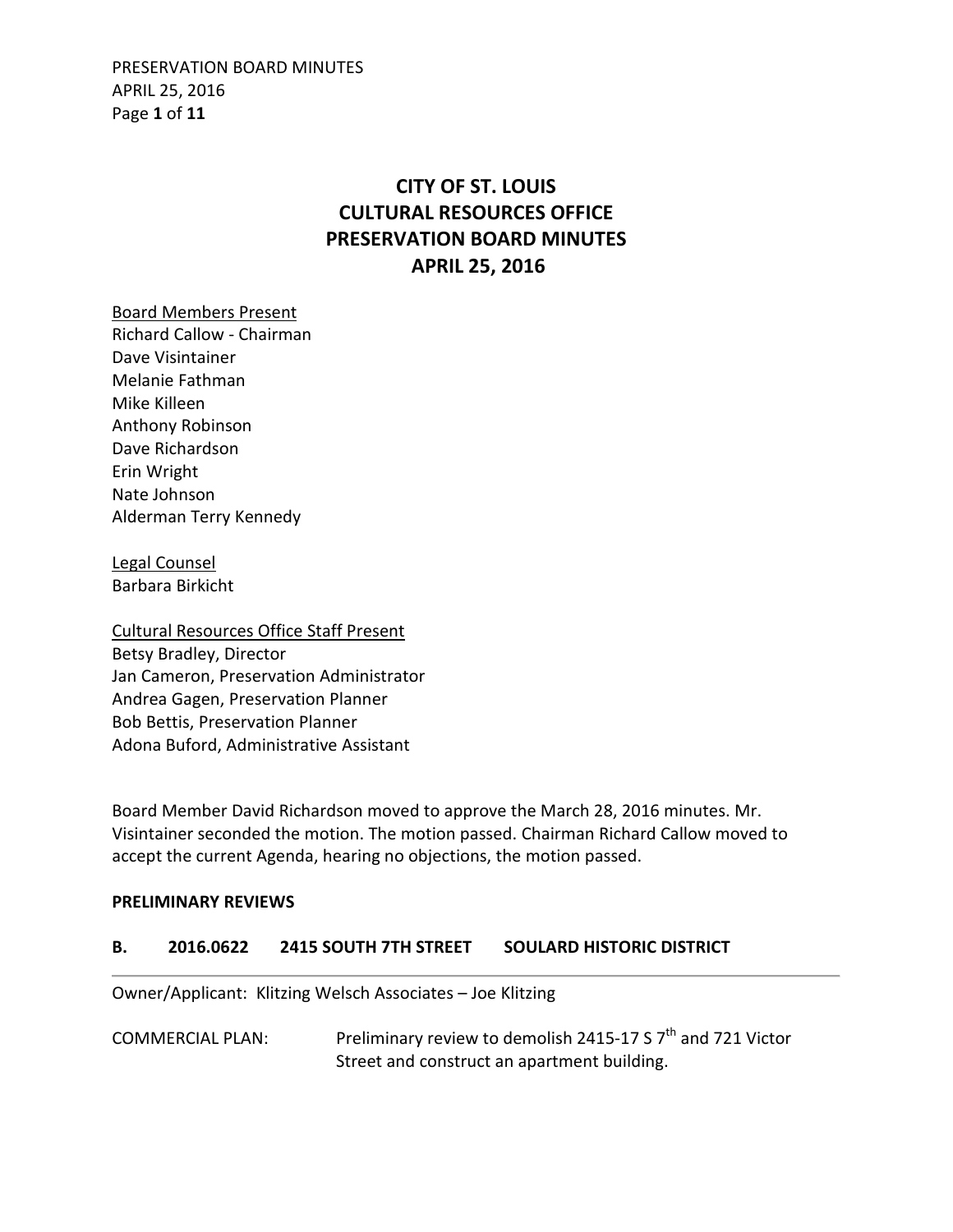# CITY OF ST. LOUIS
# CULTURAL RESOURCES OFFICE
# PRESERVATION BOARD MINUTES
# APRIL 25, 2016

<u>Board Members Present</u>
Richard Callow - Chairman
Dave Visintainer
Melanie Fathman
Mike Killeen
Anthony Robinson
Dave Richardson
Erin Wright
Nate Johnson
Alderman Terry Kennedy

<u>Legal Counsel</u>
Barbara Birkicht

<u>Cultural Resources Office Staff Present</u>
Betsy Bradley, Director
Jan Cameron, Preservation Administrator
Andrea Gagen, Preservation Planner
Bob Bettis, Preservation Planner
Adona Buford, Administrative Assistant

Board Member David Richardson moved to approve the March 28, 2016 minutes. Mr. Visintainer seconded the motion. The motion passed. Chairman Richard Callow moved to accept the current Agenda, hearing no objections, the motion passed.

**PRELIMINARY REVIEWS**

**B. 2016.0622 2415 SOUTH 7TH STREET SOULARD HISTORIC DISTRICT**

---

Owner/Applicant: Klitzing Welsch Associates – Joe Klitzing

COMMERCIAL PLAN: Preliminary review to demolish 2415-17 S 7th and 721 Victor Street and construct an apartment building.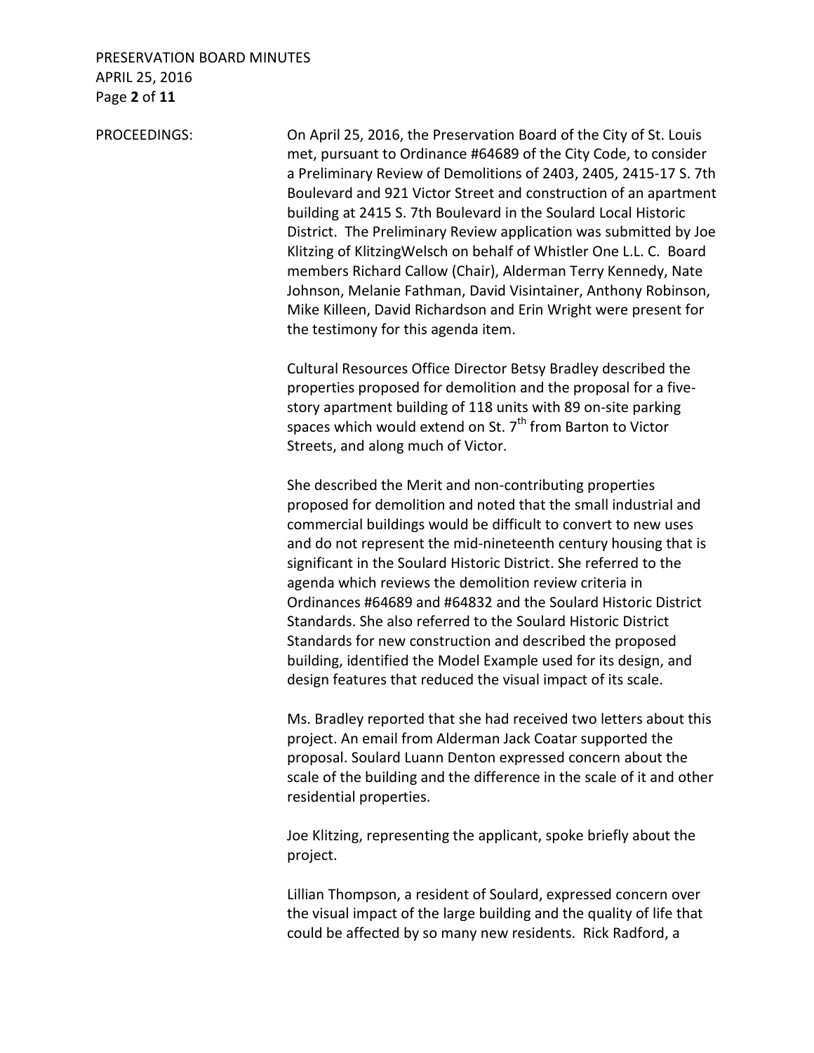PROCEEDINGS: On April 25, 2016, the Preservation Board of the City of St. Louis met, pursuant to Ordinance #64689 of the City Code, to consider a Preliminary Review of Demolitions of 2403, 2405, 2415-17 S. 7th Boulevard and 921 Victor Street and construction of an apartment building at 2415 S. 7th Boulevard in the Soulard Local Historic District. The Preliminary Review application was submitted by Joe Klitzing of KlitzingWelsch on behalf of Whistler One L.L. C. Board members Richard Callow (Chair), Alderman Terry Kennedy, Nate Johnson, Melanie Fathman, David Visintainer, Anthony Robinson, Mike Killeen, David Richardson and Erin Wright were present for the testimony for this agenda item.

Cultural Resources Office Director Betsy Bradley described the properties proposed for demolition and the proposal for a five-story apartment building of 118 units with 89 on-site parking spaces which would extend on St. 7th from Barton to Victor Streets, and along much of Victor.

She described the Merit and non-contributing properties proposed for demolition and noted that the small industrial and commercial buildings would be difficult to convert to new uses and do not represent the mid-nineteenth century housing that is significant in the Soulard Historic District. She referred to the agenda which reviews the demolition review criteria in Ordinances #64689 and #64832 and the Soulard Historic District Standards. She also referred to the Soulard Historic District Standards for new construction and described the proposed building, identified the Model Example used for its design, and design features that reduced the visual impact of its scale.

Ms. Bradley reported that she had received two letters about this project. An email from Alderman Jack Coatar supported the proposal. Soulard Luann Denton expressed concern about the scale of the building and the difference in the scale of it and other residential properties.

Joe Klitzing, representing the applicant, spoke briefly about the project.

Lillian Thompson, a resident of Soulard, expressed concern over the visual impact of the large building and the quality of life that could be affected by so many new residents. Rick Radford, a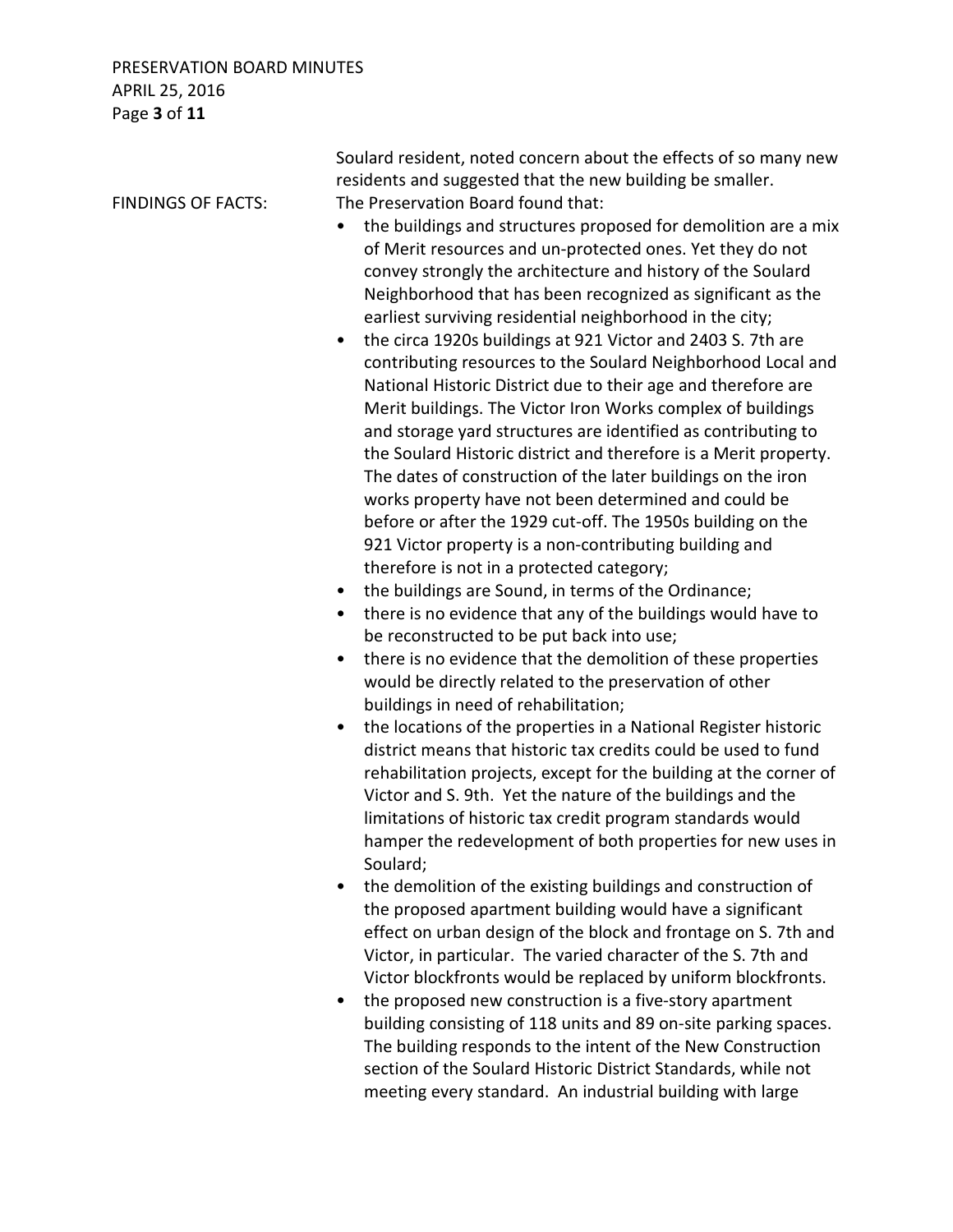Soulard resident, noted concern about the effects of so many new residents and suggested that the new building be smaller.

FINDINGS OF FACTS: The Preservation Board found that:

- the buildings and structures proposed for demolition are a mix of Merit resources and un-protected ones. Yet they do not convey strongly the architecture and history of the Soulard Neighborhood that has been recognized as significant as the earliest surviving residential neighborhood in the city;
- the circa 1920s buildings at 921 Victor and 2403 S. 7th are contributing resources to the Soulard Neighborhood Local and National Historic District due to their age and therefore are Merit buildings. The Victor Iron Works complex of buildings and storage yard structures are identified as contributing to the Soulard Historic district and therefore is a Merit property. The dates of construction of the later buildings on the iron works property have not been determined and could be before or after the 1929 cut-off. The 1950s building on the 921 Victor property is a non-contributing building and therefore is not in a protected category;
- the buildings are Sound, in terms of the Ordinance;
- there is no evidence that any of the buildings would have to be reconstructed to be put back into use;
- there is no evidence that the demolition of these properties would be directly related to the preservation of other buildings in need of rehabilitation;
- the locations of the properties in a National Register historic district means that historic tax credits could be used to fund rehabilitation projects, except for the building at the corner of Victor and S. 9th. Yet the nature of the buildings and the limitations of historic tax credit program standards would hamper the redevelopment of both properties for new uses in Soulard;
- the demolition of the existing buildings and construction of the proposed apartment building would have a significant effect on urban design of the block and frontage on S. 7th and Victor, in particular. The varied character of the S. 7th and Victor blockfronts would be replaced by uniform blockfronts.
- the proposed new construction is a five-story apartment building consisting of 118 units and 89 on-site parking spaces. The building responds to the intent of the New Construction section of the Soulard Historic District Standards, while not meeting every standard. An industrial building with large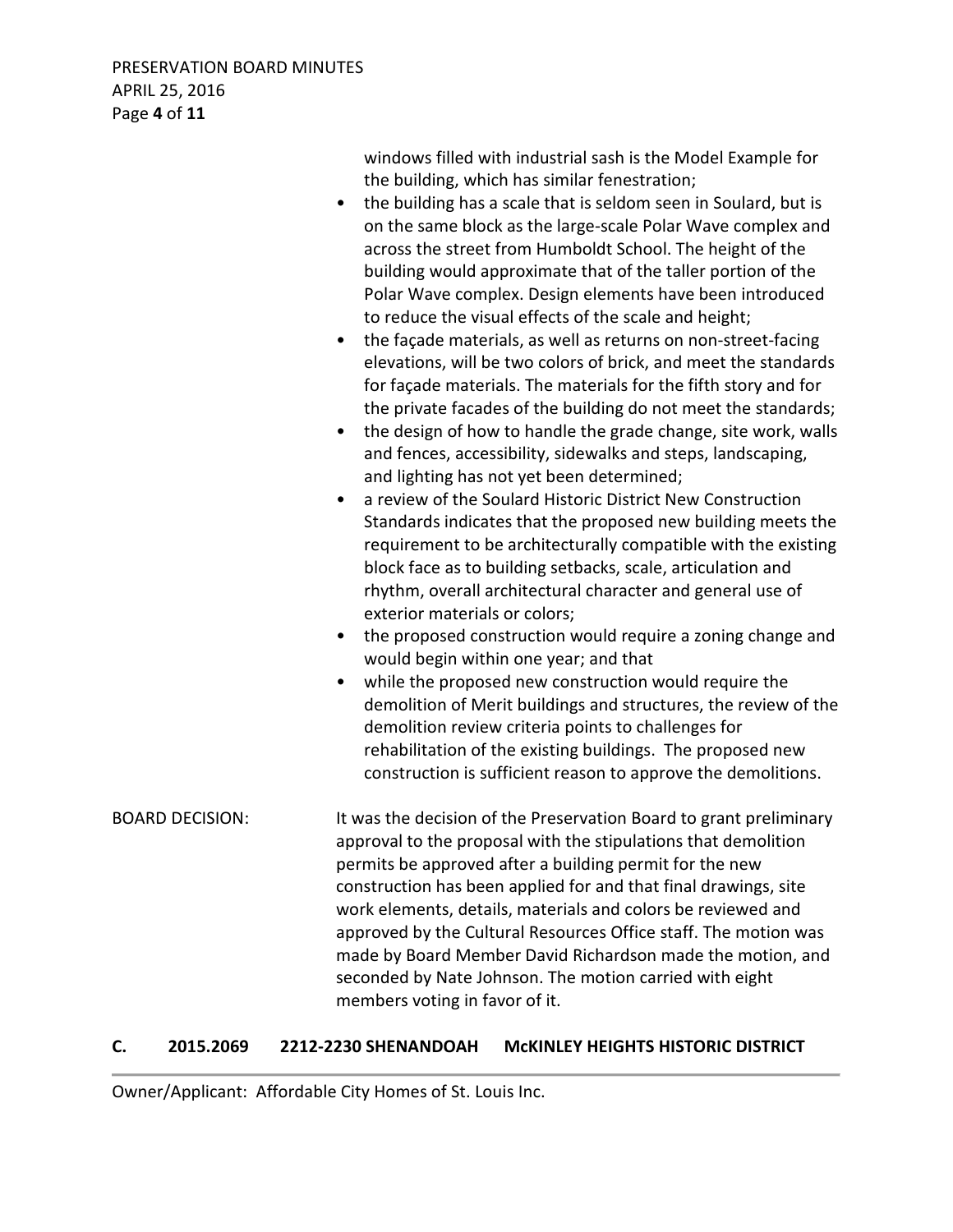windows filled with industrial sash is the Model Example for the building, which has similar fenestration;

- the building has a scale that is seldom seen in Soulard, but is on the same block as the large-scale Polar Wave complex and across the street from Humboldt School. The height of the building would approximate that of the taller portion of the Polar Wave complex. Design elements have been introduced to reduce the visual effects of the scale and height;
- the façade materials, as well as returns on non-street-facing elevations, will be two colors of brick, and meet the standards for façade materials. The materials for the fifth story and for the private facades of the building do not meet the standards;
- the design of how to handle the grade change, site work, walls and fences, accessibility, sidewalks and steps, landscaping, and lighting has not yet been determined;
- a review of the Soulard Historic District New Construction Standards indicates that the proposed new building meets the requirement to be architecturally compatible with the existing block face as to building setbacks, scale, articulation and rhythm, overall architectural character and general use of exterior materials or colors;
- the proposed construction would require a zoning change and would begin within one year; and that
- while the proposed new construction would require the demolition of Merit buildings and structures, the review of the demolition review criteria points to challenges for rehabilitation of the existing buildings. The proposed new construction is sufficient reason to approve the demolitions.

BOARD DECISION: It was the decision of the Preservation Board to grant preliminary approval to the proposal with the stipulations that demolition permits be approved after a building permit for the new construction has been applied for and that final drawings, site work elements, details, materials and colors be reviewed and approved by the Cultural Resources Office staff. The motion was made by Board Member David Richardson made the motion, and seconded by Nate Johnson. The motion carried with eight members voting in favor of it.

## C. 2015.2069 2212-2230 SHENANDOAH McKINLEY HEIGHTS HISTORIC DISTRICT

Owner/Applicant: Affordable City Homes of St. Louis Inc.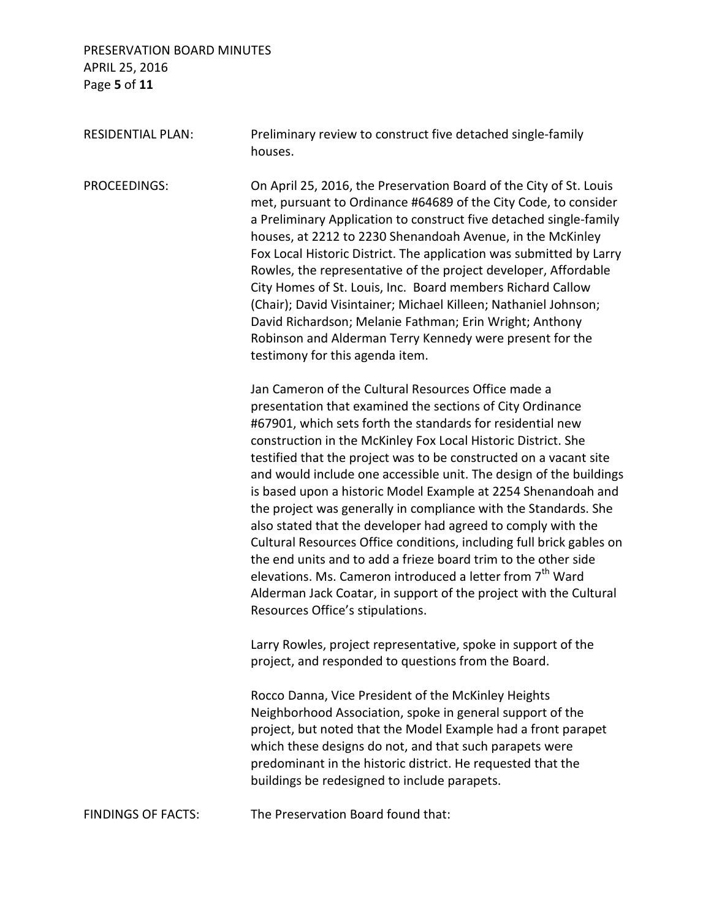RESIDENTIAL PLAN: Preliminary review to construct five detached single-family houses.

PROCEEDINGS: On April 25, 2016, the Preservation Board of the City of St. Louis met, pursuant to Ordinance #64689 of the City Code, to consider a Preliminary Application to construct five detached single-family houses, at 2212 to 2230 Shenandoah Avenue, in the McKinley Fox Local Historic District. The application was submitted by Larry Rowles, the representative of the project developer, Affordable City Homes of St. Louis, Inc. Board members Richard Callow (Chair); David Visintainer; Michael Killeen; Nathaniel Johnson; David Richardson; Melanie Fathman; Erin Wright; Anthony Robinson and Alderman Terry Kennedy were present for the testimony for this agenda item.

Jan Cameron of the Cultural Resources Office made a presentation that examined the sections of City Ordinance #67901, which sets forth the standards for residential new construction in the McKinley Fox Local Historic District. She testified that the project was to be constructed on a vacant site and would include one accessible unit. The design of the buildings is based upon a historic Model Example at 2254 Shenandoah and the project was generally in compliance with the Standards. She also stated that the developer had agreed to comply with the Cultural Resources Office conditions, including full brick gables on the end units and to add a frieze board trim to the other side elevations. Ms. Cameron introduced a letter from 7th Ward Alderman Jack Coatar, in support of the project with the Cultural Resources Office's stipulations.

Larry Rowles, project representative, spoke in support of the project, and responded to questions from the Board.

Rocco Danna, Vice President of the McKinley Heights Neighborhood Association, spoke in general support of the project, but noted that the Model Example had a front parapet which these designs do not, and that such parapets were predominant in the historic district. He requested that the buildings be redesigned to include parapets.

FINDINGS OF FACTS: The Preservation Board found that: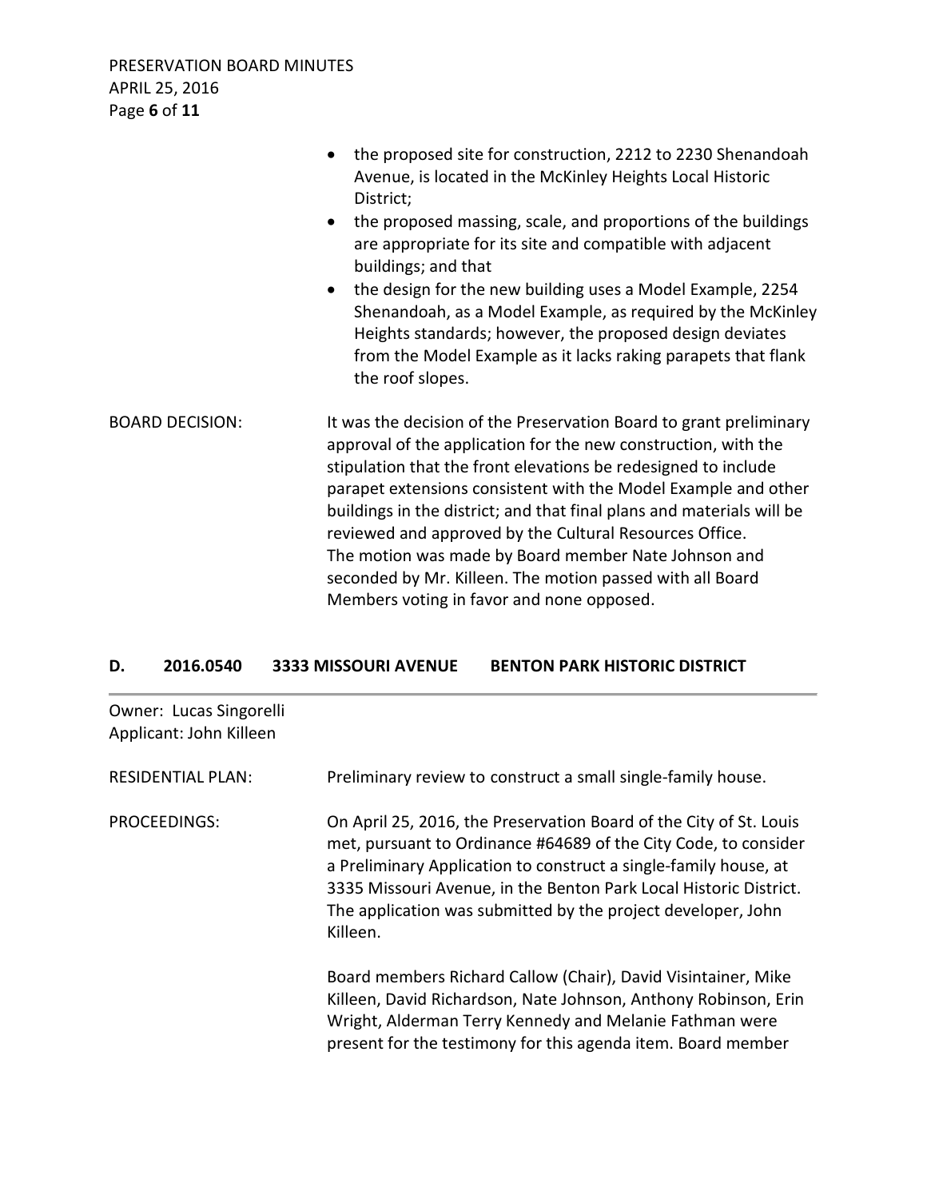- the proposed site for construction, 2212 to 2230 Shenandoah Avenue, is located in the McKinley Heights Local Historic District;
- the proposed massing, scale, and proportions of the buildings are appropriate for its site and compatible with adjacent buildings; and that
- the design for the new building uses a Model Example, 2254 Shenandoah, as a Model Example, as required by the McKinley Heights standards; however, the proposed design deviates from the Model Example as it lacks raking parapets that flank the roof slopes.

BOARD DECISION: It was the decision of the Preservation Board to grant preliminary approval of the application for the new construction, with the stipulation that the front elevations be redesigned to include parapet extensions consistent with the Model Example and other buildings in the district; and that final plans and materials will be reviewed and approved by the Cultural Resources Office.
The motion was made by Board member Nate Johnson and seconded by Mr. Killeen. The motion passed with all Board Members voting in favor and none opposed.

## D. 2016.0540 3333 MISSOURI AVENUE BENTON PARK HISTORIC DISTRICT

Owner: Lucas Singorelli
Applicant: John Killeen

RESIDENTIAL PLAN: Preliminary review to construct a small single-family house.

PROCEEDINGS: On April 25, 2016, the Preservation Board of the City of St. Louis met, pursuant to Ordinance #64689 of the City Code, to consider a Preliminary Application to construct a single-family house, at 3335 Missouri Avenue, in the Benton Park Local Historic District. The application was submitted by the project developer, John Killeen.

Board members Richard Callow (Chair), David Visintainer, Mike Killeen, David Richardson, Nate Johnson, Anthony Robinson, Erin Wright, Alderman Terry Kennedy and Melanie Fathman were present for the testimony for this agenda item. Board member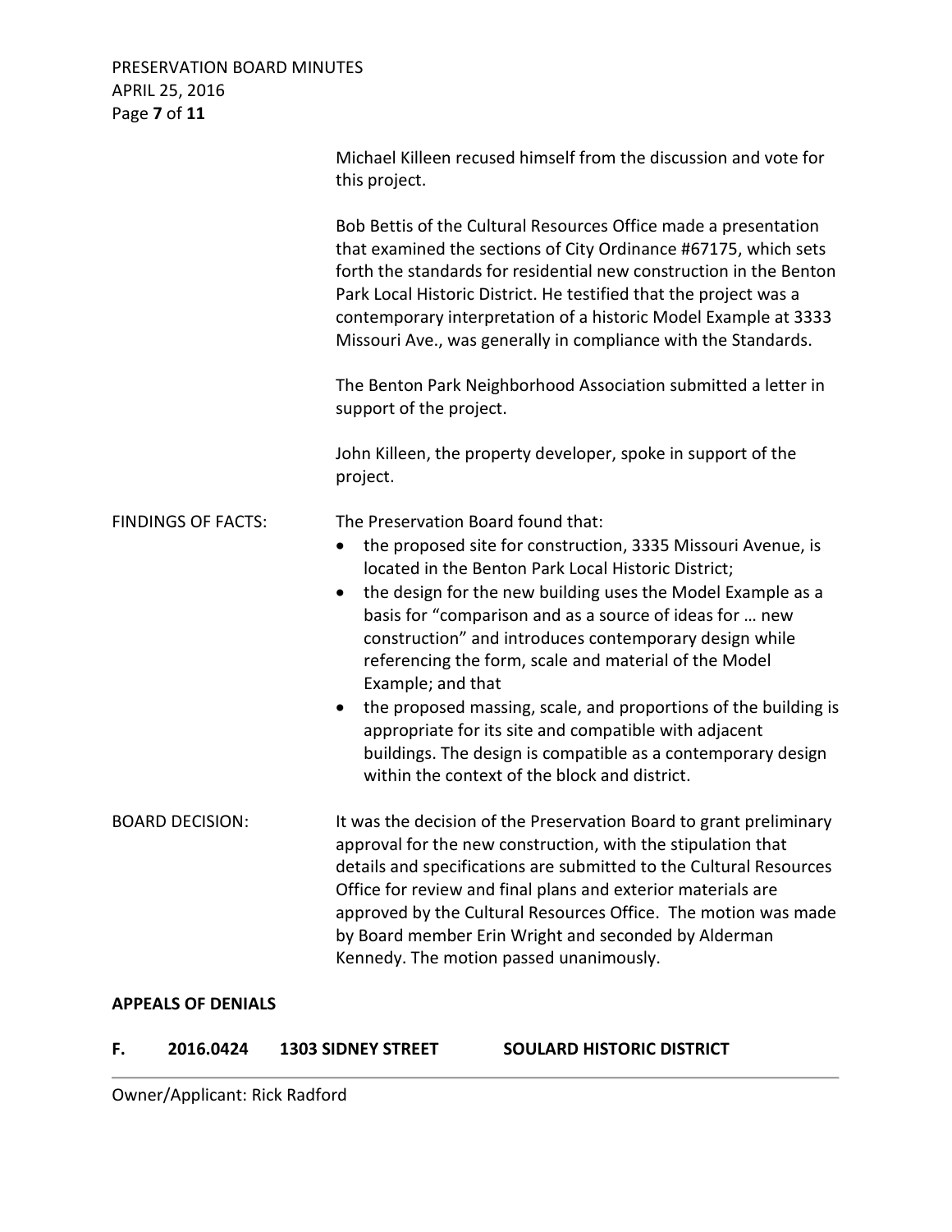Michael Killeen recused himself from the discussion and vote for this project.

Bob Bettis of the Cultural Resources Office made a presentation that examined the sections of City Ordinance #67175, which sets forth the standards for residential new construction in the Benton Park Local Historic District. He testified that the project was a contemporary interpretation of a historic Model Example at 3333 Missouri Ave., was generally in compliance with the Standards.

The Benton Park Neighborhood Association submitted a letter in support of the project.

John Killeen, the property developer, spoke in support of the project.

FINDINGS OF FACTS: The Preservation Board found that:

- the proposed site for construction, 3335 Missouri Avenue, is located in the Benton Park Local Historic District;
- the design for the new building uses the Model Example as a basis for "comparison and as a source of ideas for … new construction" and introduces contemporary design while referencing the form, scale and material of the Model Example; and that
- the proposed massing, scale, and proportions of the building is appropriate for its site and compatible with adjacent buildings. The design is compatible as a contemporary design within the context of the block and district.

BOARD DECISION: It was the decision of the Preservation Board to grant preliminary approval for the new construction, with the stipulation that details and specifications are submitted to the Cultural Resources Office for review and final plans and exterior materials are approved by the Cultural Resources Office. The motion was made by Board member Erin Wright and seconded by Alderman Kennedy. The motion passed unanimously.

**APPEALS OF DENIALS**

**F. 2016.0424 1303 SIDNEY STREET SOULARD HISTORIC DISTRICT**

---

Owner/Applicant: Rick Radford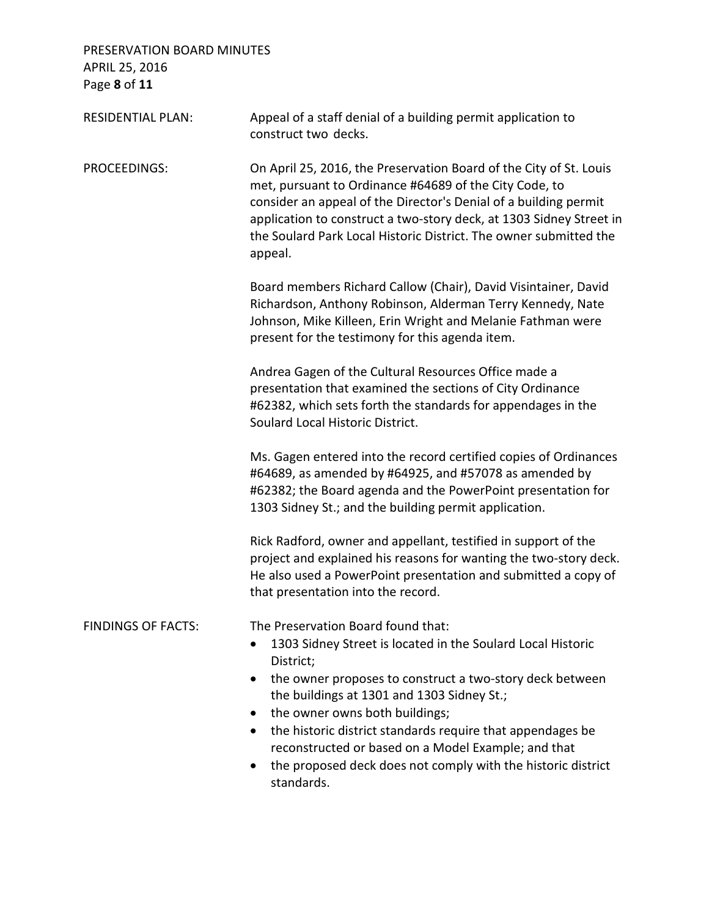RESIDENTIAL PLAN: Appeal of a staff denial of a building permit application to construct two decks.

PROCEEDINGS: On April 25, 2016, the Preservation Board of the City of St. Louis met, pursuant to Ordinance #64689 of the City Code, to consider an appeal of the Director's Denial of a building permit application to construct a two-story deck, at 1303 Sidney Street in the Soulard Park Local Historic District. The owner submitted the appeal.

Board members Richard Callow (Chair), David Visintainer, David Richardson, Anthony Robinson, Alderman Terry Kennedy, Nate Johnson, Mike Killeen, Erin Wright and Melanie Fathman were present for the testimony for this agenda item.

Andrea Gagen of the Cultural Resources Office made a presentation that examined the sections of City Ordinance #62382, which sets forth the standards for appendages in the Soulard Local Historic District.

Ms. Gagen entered into the record certified copies of Ordinances #64689, as amended by #64925, and #57078 as amended by #62382; the Board agenda and the PowerPoint presentation for 1303 Sidney St.; and the building permit application.

Rick Radford, owner and appellant, testified in support of the project and explained his reasons for wanting the two-story deck. He also used a PowerPoint presentation and submitted a copy of that presentation into the record.

FINDINGS OF FACTS: The Preservation Board found that:

- 1303 Sidney Street is located in the Soulard Local Historic District;
- the owner proposes to construct a two-story deck between the buildings at 1301 and 1303 Sidney St.;
- the owner owns both buildings;
- the historic district standards require that appendages be reconstructed or based on a Model Example; and that
- the proposed deck does not comply with the historic district standards.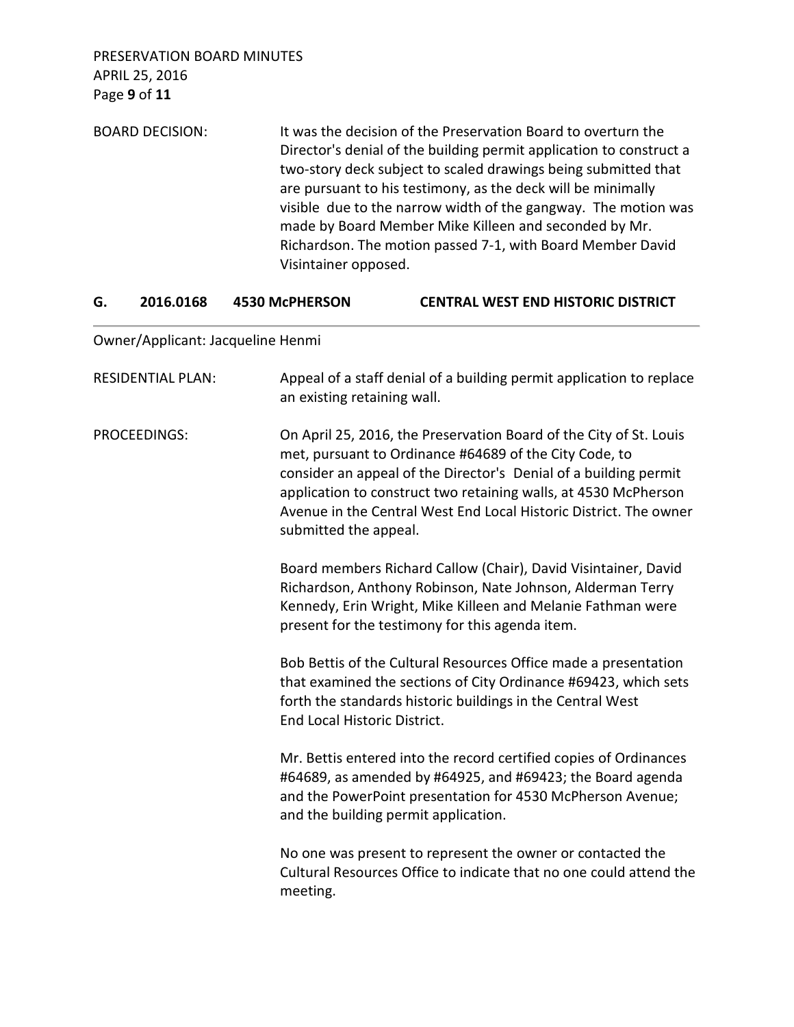BOARD DECISION: It was the decision of the Preservation Board to overturn the Director's denial of the building permit application to construct a two-story deck subject to scaled drawings being submitted that are pursuant to his testimony, as the deck will be minimally visible due to the narrow width of the gangway. The motion was made by Board Member Mike Killeen and seconded by Mr. Richardson. The motion passed 7-1, with Board Member David Visintainer opposed.

## G. 2016.0168 4530 McPHERSON CENTRAL WEST END HISTORIC DISTRICT

Owner/Applicant: Jacqueline Henmi

RESIDENTIAL PLAN: Appeal of a staff denial of a building permit application to replace an existing retaining wall.

PROCEEDINGS: On April 25, 2016, the Preservation Board of the City of St. Louis met, pursuant to Ordinance #64689 of the City Code, to consider an appeal of the Director's Denial of a building permit application to construct two retaining walls, at 4530 McPherson Avenue in the Central West End Local Historic District. The owner submitted the appeal.

Board members Richard Callow (Chair), David Visintainer, David Richardson, Anthony Robinson, Nate Johnson, Alderman Terry Kennedy, Erin Wright, Mike Killeen and Melanie Fathman were present for the testimony for this agenda item.

Bob Bettis of the Cultural Resources Office made a presentation that examined the sections of City Ordinance #69423, which sets forth the standards historic buildings in the Central West End Local Historic District.

Mr. Bettis entered into the record certified copies of Ordinances #64689, as amended by #64925, and #69423; the Board agenda and the PowerPoint presentation for 4530 McPherson Avenue; and the building permit application.

No one was present to represent the owner or contacted the Cultural Resources Office to indicate that no one could attend the meeting.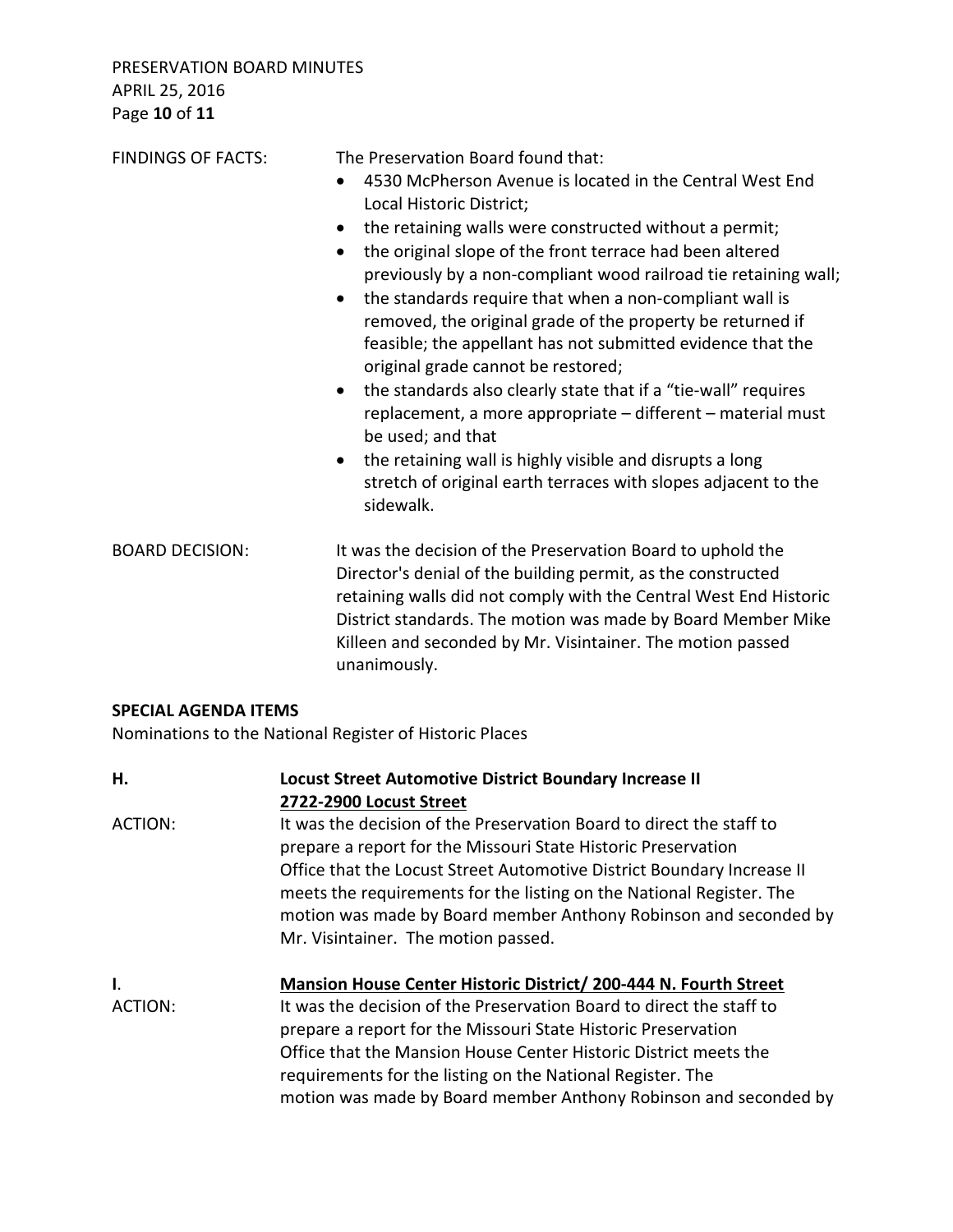FINDINGS OF FACTS: The Preservation Board found that:

- 4530 McPherson Avenue is located in the Central West End Local Historic District;
- the retaining walls were constructed without a permit;
- the original slope of the front terrace had been altered previously by a non-compliant wood railroad tie retaining wall;
- the standards require that when a non-compliant wall is removed, the original grade of the property be returned if feasible; the appellant has not submitted evidence that the original grade cannot be restored;
- the standards also clearly state that if a "tie-wall" requires replacement, a more appropriate – different – material must be used; and that
- the retaining wall is highly visible and disrupts a long stretch of original earth terraces with slopes adjacent to the sidewalk.

BOARD DECISION: It was the decision of the Preservation Board to uphold the Director's denial of the building permit, as the constructed retaining walls did not comply with the Central West End Historic District standards. The motion was made by Board Member Mike Killeen and seconded by Mr. Visintainer. The motion passed unanimously.

**SPECIAL AGENDA ITEMS**

Nominations to the National Register of Historic Places

**H. Locust Street Automotive District Boundary Increase II**
**<u>2722-2900 Locust Street</u>**

ACTION: It was the decision of the Preservation Board to direct the staff to prepare a report for the Missouri State Historic Preservation Office that the Locust Street Automotive District Boundary Increase II meets the requirements for the listing on the National Register. The motion was made by Board member Anthony Robinson and seconded by Mr. Visintainer. The motion passed.

**I. <u>Mansion House Center Historic District/ 200-444 N. Fourth Street</u>**

ACTION: It was the decision of the Preservation Board to direct the staff to prepare a report for the Missouri State Historic Preservation Office that the Mansion House Center Historic District meets the requirements for the listing on the National Register. The motion was made by Board member Anthony Robinson and seconded by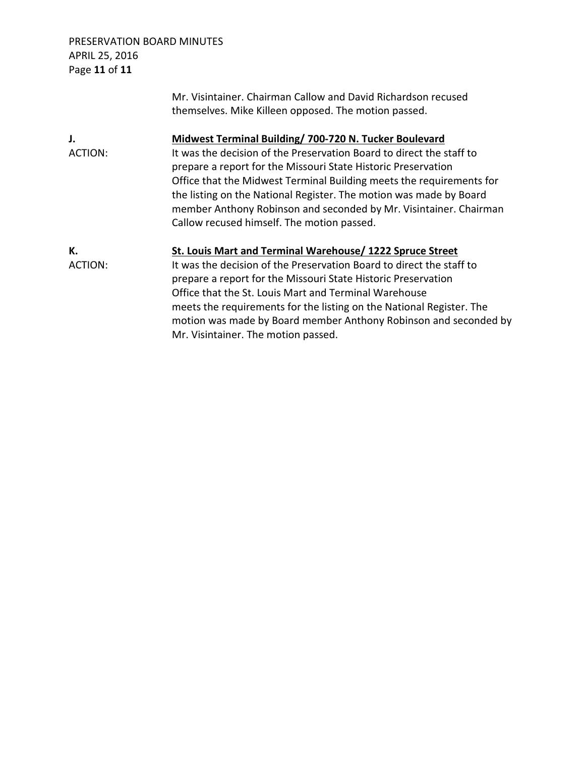Mr. Visintainer. Chairman Callow and David Richardson recused themselves. Mike Killeen opposed. The motion passed.

**J.** **<u>Midwest Terminal Building/ 700-720 N. Tucker Boulevard</u>**

ACTION: It was the decision of the Preservation Board to direct the staff to prepare a report for the Missouri State Historic Preservation Office that the Midwest Terminal Building meets the requirements for the listing on the National Register. The motion was made by Board member Anthony Robinson and seconded by Mr. Visintainer. Chairman Callow recused himself. The motion passed.

**K.** **<u>St. Louis Mart and Terminal Warehouse/ 1222 Spruce Street</u>**

ACTION: It was the decision of the Preservation Board to direct the staff to prepare a report for the Missouri State Historic Preservation Office that the St. Louis Mart and Terminal Warehouse meets the requirements for the listing on the National Register. The motion was made by Board member Anthony Robinson and seconded by Mr. Visintainer. The motion passed.